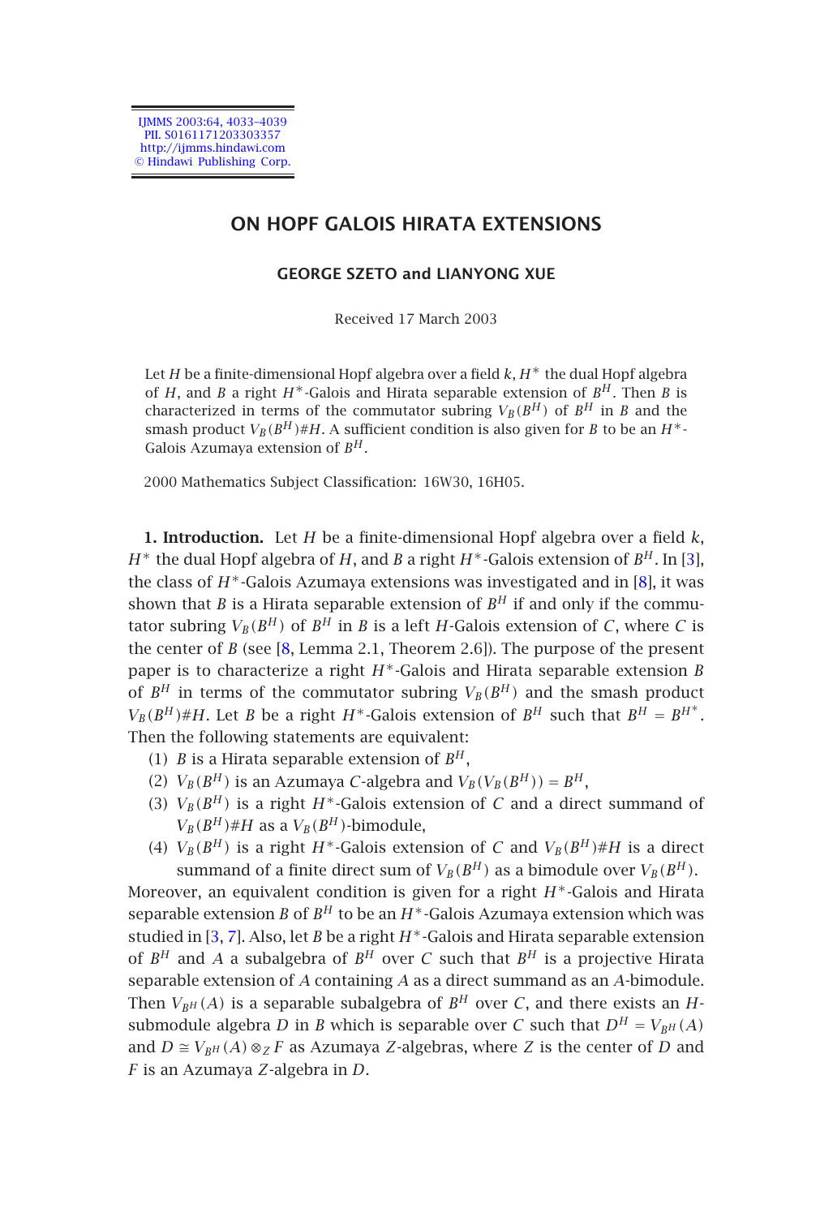# ON HOPF GALOIS HIRATA EXTENSIONS

**GEORGE SZETO and LIANYONG XUE**

Received 17 March 2003

Let $H$ be a finite-dimensional Hopf algebra over a field $k$, $H^*$ the dual Hopf algebra of $H$, and $B$ a right $H^*$-Galois and Hirata separable extension of $B^H$. Then $B$ is characterized in terms of the commutator subring $V_B(B^H)$ of $B^H$ in $B$ and the smash product $V_B(B^H)\#H$. A sufficient condition is also given for $B$ to be an $H^*$-Galois Azumaya extension of $B^H$.

2000 Mathematics Subject Classification: 16W30, 16H05.

**1. Introduction.** Let $H$ be a finite-dimensional Hopf algebra over a field $k$, $H^*$ the dual Hopf algebra of $H$, and $B$ a right $H^*$-Galois extension of $B^H$. In [3], the class of $H^*$-Galois Azumaya extensions was investigated and in [8], it was shown that $B$ is a Hirata separable extension of $B^H$ if and only if the commutator subring $V_B(B^H)$ of $B^H$ in $B$ is a left $H$-Galois extension of $C$, where $C$ is the center of $B$ (see [8, Lemma 2.1, Theorem 2.6]). The purpose of the present paper is to characterize a right $H^*$-Galois and Hirata separable extension $B$ of $B^H$ in terms of the commutator subring $V_B(B^H)$ and the smash product $V_B(B^H)\#H$. Let $B$ be a right $H^*$-Galois extension of $B^H$ such that $B^H = B^{H^*}$. Then the following statements are equivalent:

1. $B$ is a Hirata separable extension of $B^H$,
2. $V_B(B^H)$ is an Azumaya $C$-algebra and $V_B(V_B(B^H)) = B^H$,
3. $V_B(B^H)$ is a right $H^*$-Galois extension of $C$ and a direct summand of $V_B(B^H)\#H$ as a $V_B(B^H)$-bimodule,
4. $V_B(B^H)$ is a right $H^*$-Galois extension of $C$ and $V_B(B^H)\#H$ is a direct summand of a finite direct sum of $V_B(B^H)$ as a bimodule over $V_B(B^H)$.

Moreover, an equivalent condition is given for a right $H^*$-Galois and Hirata separable extension $B$ of $B^H$ to be an $H^*$-Galois Azumaya extension which was studied in [3, 7]. Also, let $B$ be a right $H^*$-Galois and Hirata separable extension of $B^H$ and $A$ a subalgebra of $B^H$ over $C$ such that $B^H$ is a projective Hirata separable extension of $A$ containing $A$ as a direct summand as an $A$-bimodule. Then $V_{B^H}(A)$ is a separable subalgebra of $B^H$ over $C$, and there exists an $H$-submodule algebra $D$ in $B$ which is separable over $C$ such that $D^H = V_{B^H}(A)$ and $D \cong V_{B^H}(A) \otimes_Z F$ as Azumaya $Z$-algebras, where $Z$ is the center of $D$ and $F$ is an Azumaya $Z$-algebra in $D$.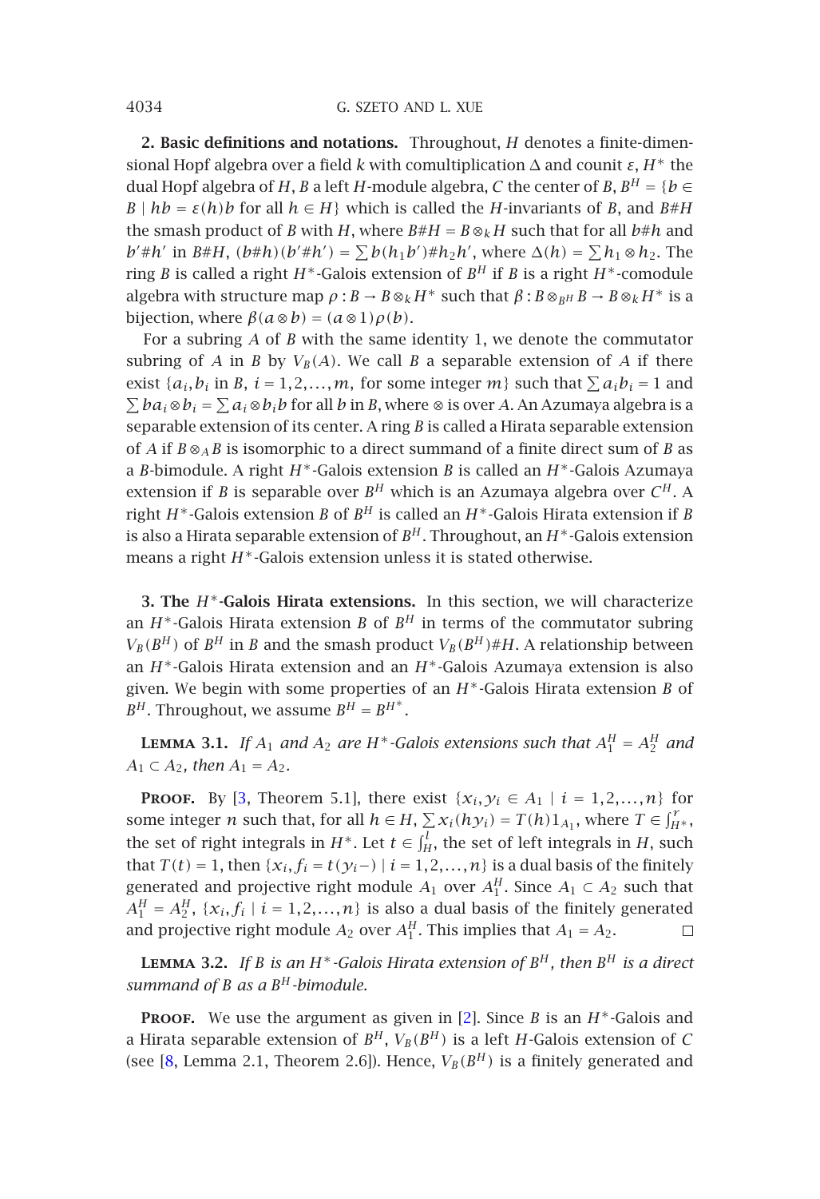**2. Basic definitions and notations.** Throughout, $H$ denotes a finite-dimensional Hopf algebra over a field $k$ with comultiplication $\Delta$ and counit $\varepsilon$, $H^*$ the dual Hopf algebra of $H$, $B$ a left $H$-module algebra, $C$ the center of $B$, $B^H = \{b \in B \mid hb = \varepsilon(h)b$ for all $h \in H\}$ which is called the $H$-invariants of $B$, and $B\#H$ the smash product of $B$ with $H$, where $B\#H = B \otimes_k H$ such that for all $b\#h$ and $b'\#h'$ in $B\#H$, $(b\#h)(b'\#h') = \sum b(h_1 b')\#h_2 h'$, where $\Delta(h) = \sum h_1 \otimes h_2$. The ring $B$ is called a right $H^*$-Galois extension of $B^H$ if $B$ is a right $H^*$-comodule algebra with structure map $\rho : B \to B \otimes_k H^*$ such that $\beta : B \otimes_{B^H} B \to B \otimes_k H^*$ is a bijection, where $\beta(a \otimes b) = (a \otimes 1)\rho(b)$.

For a subring $A$ of $B$ with the same identity 1, we denote the commutator subring of $A$ in $B$ by $V_B(A)$. We call $B$ a separable extension of $A$ if there exist $\{a_i, b_i$ in $B$, $i = 1, 2, \ldots, m$, for some integer $m\}$ such that $\sum a_i b_i = 1$ and $\sum b a_i \otimes b_i = \sum a_i \otimes b_i b$ for all $b$ in $B$, where $\otimes$ is over $A$. An Azumaya algebra is a separable extension of its center. A ring $B$ is called a Hirata separable extension of $A$ if $B \otimes_A B$ is isomorphic to a direct summand of a finite direct sum of $B$ as a $B$-bimodule. A right $H^*$-Galois extension $B$ is called an $H^*$-Galois Azumaya extension if $B$ is separable over $B^H$ which is an Azumaya algebra over $C^H$. A right $H^*$-Galois extension $B$ of $B^H$ is called an $H^*$-Galois Hirata extension if $B$ is also a Hirata separable extension of $B^H$. Throughout, an $H^*$-Galois extension means a right $H^*$-Galois extension unless it is stated otherwise.

**3. The $H^*$-Galois Hirata extensions.** In this section, we will characterize an $H^*$-Galois Hirata extension $B$ of $B^H$ in terms of the commutator subring $V_B(B^H)$ of $B^H$ in $B$ and the smash product $V_B(B^H)\#H$. A relationship between an $H^*$-Galois Hirata extension and an $H^*$-Galois Azumaya extension is also given. We begin with some properties of an $H^*$-Galois Hirata extension $B$ of $B^H$. Throughout, we assume $B^H = B^{H^*}$.

**Lemma 3.1.** *If $A_1$ and $A_2$ are $H^*$-Galois extensions such that $A_1^H = A_2^H$ and $A_1 \subset A_2$, then $A_1 = A_2$.*

**Proof.** By [3, Theorem 5.1], there exist $\{x_i, y_i \in A_1 \mid i = 1, 2, \ldots, n\}$ for some integer $n$ such that, for all $h \in H$, $\sum x_i(hy_i) = T(h)1_{A_1}$, where $T \in \int_{H^*}^r$, the set of right integrals in $H^*$. Let $t \in \int_H^l$, the set of left integrals in $H$, such that $T(t) = 1$, then $\{x_i, f_i = t(y_i -) \mid i = 1, 2, \ldots, n\}$ is a dual basis of the finitely generated and projective right module $A_1$ over $A_1^H$. Since $A_1 \subset A_2$ such that $A_1^H = A_2^H$, $\{x_i, f_i \mid i = 1, 2, \ldots, n\}$ is also a dual basis of the finitely generated and projective right module $A_2$ over $A_1^H$. This implies that $A_1 = A_2$. □

**Lemma 3.2.** *If $B$ is an $H^*$-Galois Hirata extension of $B^H$, then $B^H$ is a direct summand of $B$ as a $B^H$-bimodule.*

**Proof.** We use the argument as given in [2]. Since $B$ is an $H^*$-Galois and a Hirata separable extension of $B^H$, $V_B(B^H)$ is a left $H$-Galois extension of $C$ (see [8, Lemma 2.1, Theorem 2.6]). Hence, $V_B(B^H)$ is a finitely generated and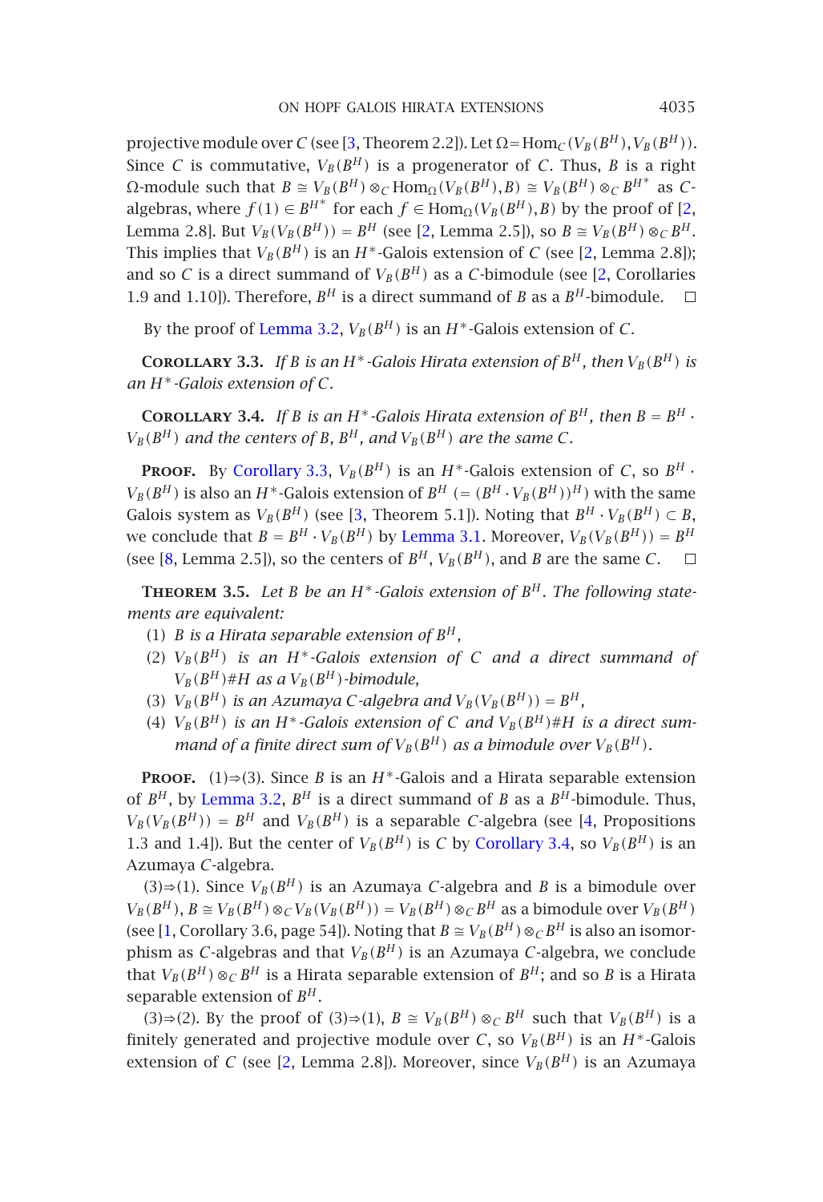projective module over $C$ (see [3, Theorem 2.2]). Let $\Omega = \mathrm{Hom}_C(V_B(B^H), V_B(B^H))$. Since $C$ is commutative, $V_B(B^H)$ is a progenerator of $C$. Thus, $B$ is a right $\Omega$-module such that $B \cong V_B(B^H) \otimes_C \mathrm{Hom}_\Omega(V_B(B^H), B) \cong V_B(B^H) \otimes_C B^{H^*}$ as $C$-algebras, where $f(1) \in B^{H^*}$ for each $f \in \mathrm{Hom}_\Omega(V_B(B^H), B)$ by the proof of [2, Lemma 2.8]. But $V_B(V_B(B^H)) = B^H$ (see [2, Lemma 2.5]), so $B \cong V_B(B^H) \otimes_C B^H$. This implies that $V_B(B^H)$ is an $H^*$-Galois extension of $C$ (see [2, Lemma 2.8]); and so $C$ is a direct summand of $V_B(B^H)$ as a $C$-bimodule (see [2, Corollaries 1.9 and 1.10]). Therefore, $B^H$ is a direct summand of $B$ as a $B^H$-bimodule. □

By the proof of Lemma 3.2, $V_B(B^H)$ is an $H^*$-Galois extension of $C$.

**Corollary 3.3.** *If $B$ is an $H^*$-Galois Hirata extension of $B^H$, then $V_B(B^H)$ is an $H^*$-Galois extension of $C$.*

**Corollary 3.4.** *If $B$ is an $H^*$-Galois Hirata extension of $B^H$, then $B = B^H \cdot V_B(B^H)$ and the centers of $B$, $B^H$, and $V_B(B^H)$ are the same $C$.*

**Proof.** By Corollary 3.3, $V_B(B^H)$ is an $H^*$-Galois extension of $C$, so $B^H \cdot V_B(B^H)$ is also an $H^*$-Galois extension of $B^H$ $(= (B^H \cdot V_B(B^H))^H)$ with the same Galois system as $V_B(B^H)$ (see [3, Theorem 5.1]). Noting that $B^H \cdot V_B(B^H) \subset B$, we conclude that $B = B^H \cdot V_B(B^H)$ by Lemma 3.1. Moreover, $V_B(V_B(B^H)) = B^H$ (see [8, Lemma 2.5]), so the centers of $B^H$, $V_B(B^H)$, and $B$ are the same $C$. □

**Theorem 3.5.** *Let $B$ be an $H^*$-Galois extension of $B^H$. The following statements are equivalent:*

1. *$B$ is a Hirata separable extension of $B^H$,*
2. *$V_B(B^H)$ is an $H^*$-Galois extension of $C$ and a direct summand of $V_B(B^H)\#H$ as a $V_B(B^H)$-bimodule,*
3. *$V_B(B^H)$ is an Azumaya $C$-algebra and $V_B(V_B(B^H)) = B^H$,*
4. *$V_B(B^H)$ is an $H^*$-Galois extension of $C$ and $V_B(B^H)\#H$ is a direct summand of a finite direct sum of $V_B(B^H)$ as a bimodule over $V_B(B^H)$.*

**Proof.** (1)⇒(3). Since $B$ is an $H^*$-Galois and a Hirata separable extension of $B^H$, by Lemma 3.2, $B^H$ is a direct summand of $B$ as a $B^H$-bimodule. Thus, $V_B(V_B(B^H)) = B^H$ and $V_B(B^H)$ is a separable $C$-algebra (see [4, Propositions 1.3 and 1.4]). But the center of $V_B(B^H)$ is $C$ by Corollary 3.4, so $V_B(B^H)$ is an Azumaya $C$-algebra.

(3)⇒(1). Since $V_B(B^H)$ is an Azumaya $C$-algebra and $B$ is a bimodule over $V_B(B^H)$, $B \cong V_B(B^H) \otimes_C V_B(V_B(B^H)) = V_B(B^H) \otimes_C B^H$ as a bimodule over $V_B(B^H)$ (see [1, Corollary 3.6, page 54]). Noting that $B \cong V_B(B^H) \otimes_C B^H$ is also an isomorphism as $C$-algebras and that $V_B(B^H)$ is an Azumaya $C$-algebra, we conclude that $V_B(B^H) \otimes_C B^H$ is a Hirata separable extension of $B^H$; and so $B$ is a Hirata separable extension of $B^H$.

(3)⇒(2). By the proof of (3)⇒(1), $B \cong V_B(B^H) \otimes_C B^H$ such that $V_B(B^H)$ is a finitely generated and projective module over $C$, so $V_B(B^H)$ is an $H^*$-Galois extension of $C$ (see [2, Lemma 2.8]). Moreover, since $V_B(B^H)$ is an Azumaya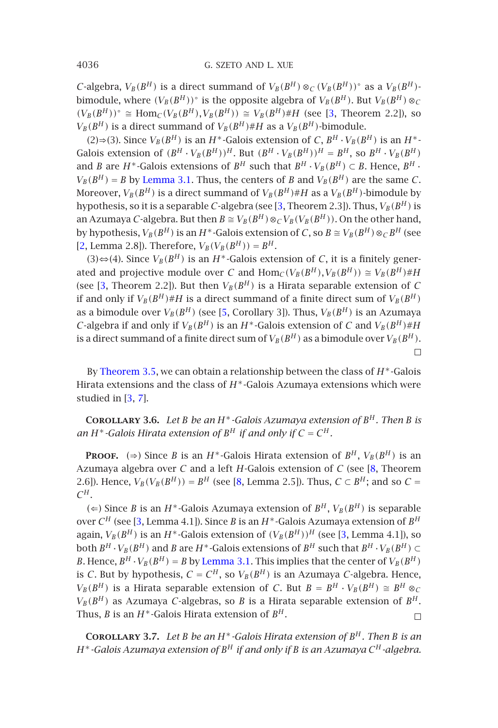$C$-algebra, $V_B(B^H)$ is a direct summand of $V_B(B^H) \otimes_C (V_B(B^H))^\circ$ as a $V_B(B^H)$-bimodule, where $(V_B(B^H))^\circ$ is the opposite algebra of $V_B(B^H)$. But $V_B(B^H) \otimes_C (V_B(B^H))^\circ \cong \mathrm{Hom}_C(V_B(B^H), V_B(B^H)) \cong V_B(B^H)\#H$ (see [3, Theorem 2.2]), so $V_B(B^H)$ is a direct summand of $V_B(B^H)\#H$ as a $V_B(B^H)$-bimodule.

(2)⇒(3). Since $V_B(B^H)$ is an $H^*$-Galois extension of $C$, $B^H \cdot V_B(B^H)$ is an $H^*$-Galois extension of $(B^H \cdot V_B(B^H))^H$. But $(B^H \cdot V_B(B^H))^H = B^H$, so $B^H \cdot V_B(B^H)$ and $B$ are $H^*$-Galois extensions of $B^H$ such that $B^H \cdot V_B(B^H) \subset B$. Hence, $B^H \cdot V_B(B^H) = B$ by Lemma 3.1. Thus, the centers of $B$ and $V_B(B^H)$ are the same $C$. Moreover, $V_B(B^H)$ is a direct summand of $V_B(B^H)\#H$ as a $V_B(B^H)$-bimodule by hypothesis, so it is a separable $C$-algebra (see [3, Theorem 2.3]). Thus, $V_B(B^H)$ is an Azumaya $C$-algebra. But then $B \cong V_B(B^H) \otimes_C V_B(V_B(B^H))$. On the other hand, by hypothesis, $V_B(B^H)$ is an $H^*$-Galois extension of $C$, so $B \cong V_B(B^H) \otimes_C B^H$ (see [2, Lemma 2.8]). Therefore, $V_B(V_B(B^H)) = B^H$.

(3)⇔(4). Since $V_B(B^H)$ is an $H^*$-Galois extension of $C$, it is a finitely generated and projective module over $C$ and $\mathrm{Hom}_C(V_B(B^H), V_B(B^H)) \cong V_B(B^H)\#H$ (see [3, Theorem 2.2]). But then $V_B(B^H)$ is a Hirata separable extension of $C$ if and only if $V_B(B^H)\#H$ is a direct summand of a finite direct sum of $V_B(B^H)$ as a bimodule over $V_B(B^H)$ (see [5, Corollary 3]). Thus, $V_B(B^H)$ is an Azumaya $C$-algebra if and only if $V_B(B^H)$ is an $H^*$-Galois extension of $C$ and $V_B(B^H)\#H$ is a direct summand of a finite direct sum of $V_B(B^H)$ as a bimodule over $V_B(B^H)$. □

By Theorem 3.5, we can obtain a relationship between the class of $H^*$-Galois Hirata extensions and the class of $H^*$-Galois Azumaya extensions which were studied in [3, 7].

**Corollary 3.6.** *Let $B$ be an $H^*$-Galois Azumaya extension of $B^H$. Then $B$ is an $H^*$-Galois Hirata extension of $B^H$ if and only if $C = C^H$.*

**Proof.** (⇒) Since $B$ is an $H^*$-Galois Hirata extension of $B^H$, $V_B(B^H)$ is an Azumaya algebra over $C$ and a left $H$-Galois extension of $C$ (see [8, Theorem 2.6]). Hence, $V_B(V_B(B^H)) = B^H$ (see [8, Lemma 2.5]). Thus, $C \subset B^H$; and so $C = C^H$.

(⇐) Since $B$ is an $H^*$-Galois Azumaya extension of $B^H$, $V_B(B^H)$ is separable over $C^H$ (see [3, Lemma 4.1]). Since $B$ is an $H^*$-Galois Azumaya extension of $B^H$ again, $V_B(B^H)$ is an $H^*$-Galois extension of $(V_B(B^H))^H$ (see [3, Lemma 4.1]), so both $B^H \cdot V_B(B^H)$ and $B$ are $H^*$-Galois extensions of $B^H$ such that $B^H \cdot V_B(B^H) \subset B$. Hence, $B^H \cdot V_B(B^H) = B$ by Lemma 3.1. This implies that the center of $V_B(B^H)$ is $C$. But by hypothesis, $C = C^H$, so $V_B(B^H)$ is an Azumaya $C$-algebra. Hence, $V_B(B^H)$ is a Hirata separable extension of $C$. But $B = B^H \cdot V_B(B^H) \cong B^H \otimes_C V_B(B^H)$ as Azumaya $C$-algebras, so $B$ is a Hirata separable extension of $B^H$. Thus, $B$ is an $H^*$-Galois Hirata extension of $B^H$. □

**Corollary 3.7.** *Let $B$ be an $H^*$-Galois Hirata extension of $B^H$. Then $B$ is an $H^*$-Galois Azumaya extension of $B^H$ if and only if $B$ is an Azumaya $C^H$-algebra.*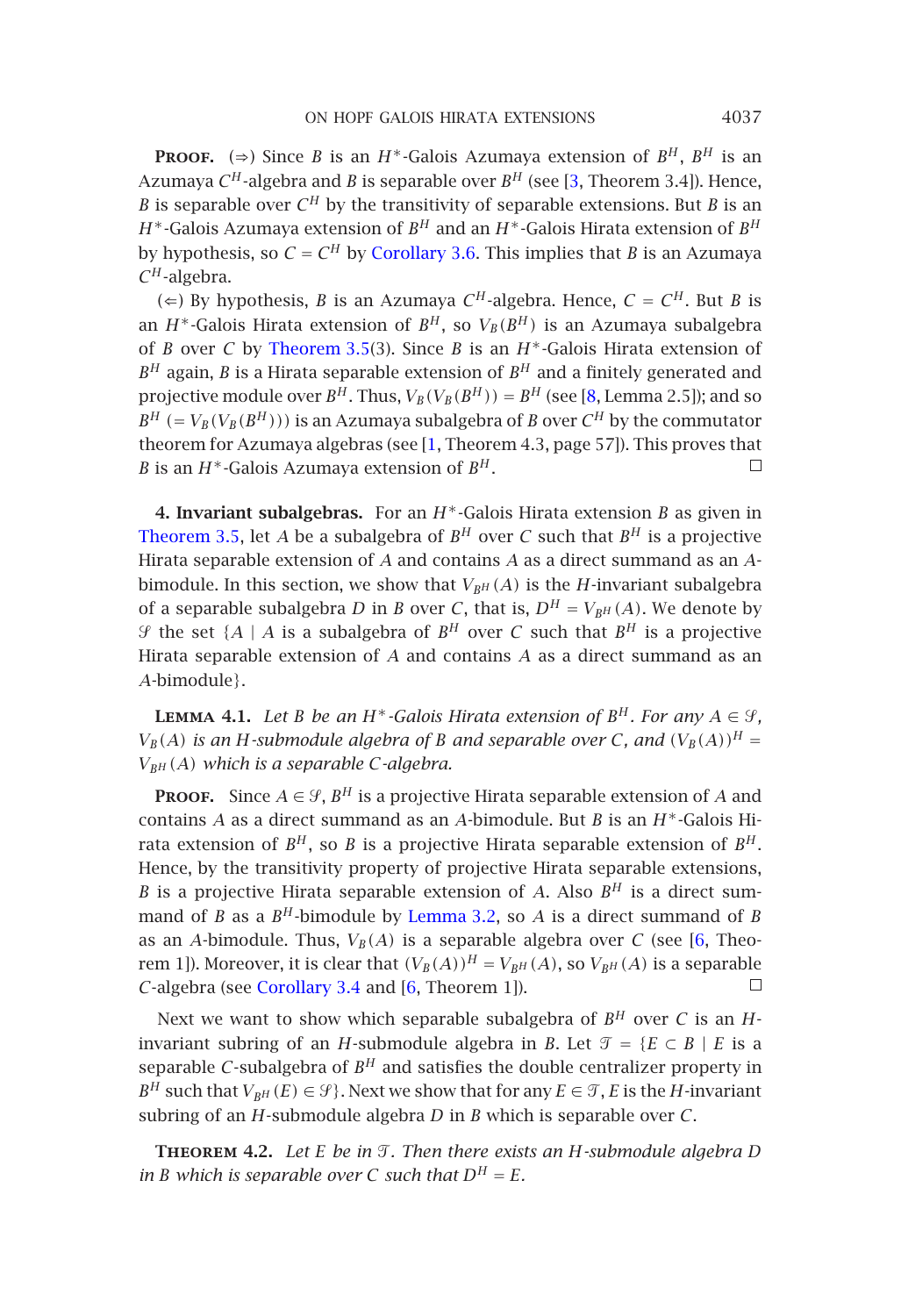**Proof.** (⇒) Since $B$ is an $H^*$-Galois Azumaya extension of $B^H$, $B^H$ is an Azumaya $C^H$-algebra and $B$ is separable over $B^H$ (see [3, Theorem 3.4]). Hence, $B$ is separable over $C^H$ by the transitivity of separable extensions. But $B$ is an $H^*$-Galois Azumaya extension of $B^H$ and an $H^*$-Galois Hirata extension of $B^H$ by hypothesis, so $C = C^H$ by Corollary 3.6. This implies that $B$ is an Azumaya $C^H$-algebra.

(⇐) By hypothesis, $B$ is an Azumaya $C^H$-algebra. Hence, $C = C^H$. But $B$ is an $H^*$-Galois Hirata extension of $B^H$, so $V_B(B^H)$ is an Azumaya subalgebra of $B$ over $C$ by Theorem 3.5(3). Since $B$ is an $H^*$-Galois Hirata extension of $B^H$ again, $B$ is a Hirata separable extension of $B^H$ and a finitely generated and projective module over $B^H$. Thus, $V_B(V_B(B^H)) = B^H$ (see [8, Lemma 2.5]); and so $B^H$ $(= V_B(V_B(B^H)))$ is an Azumaya subalgebra of $B$ over $C^H$ by the commutator theorem for Azumaya algebras (see [1, Theorem 4.3, page 57]). This proves that $B$ is an $H^*$-Galois Azumaya extension of $B^H$. □

**4. Invariant subalgebras.** For an $H^*$-Galois Hirata extension $B$ as given in Theorem 3.5, let $A$ be a subalgebra of $B^H$ over $C$ such that $B^H$ is a projective Hirata separable extension of $A$ and contains $A$ as a direct summand as an $A$-bimodule. In this section, we show that $V_{B^H}(A)$ is the $H$-invariant subalgebra of a separable subalgebra $D$ in $B$ over $C$, that is, $D^H = V_{B^H}(A)$. We denote by $\mathcal{S}$ the set $\{A \mid A$ is a subalgebra of $B^H$ over $C$ such that $B^H$ is a projective Hirata separable extension of $A$ and contains $A$ as a direct summand as an $A$-bimodule$\}$.

**Lemma 4.1.** *Let $B$ be an $H^*$-Galois Hirata extension of $B^H$. For any $A \in \mathcal{S}$, $V_B(A)$ is an $H$-submodule algebra of $B$ and separable over $C$, and $(V_B(A))^H = V_{B^H}(A)$ which is a separable $C$-algebra.*

**Proof.** Since $A \in \mathcal{S}$, $B^H$ is a projective Hirata separable extension of $A$ and contains $A$ as a direct summand as an $A$-bimodule. But $B$ is an $H^*$-Galois Hirata extension of $B^H$, so $B$ is a projective Hirata separable extension of $B^H$. Hence, by the transitivity property of projective Hirata separable extensions, $B$ is a projective Hirata separable extension of $A$. Also $B^H$ is a direct summand of $B$ as a $B^H$-bimodule by Lemma 3.2, so $A$ is a direct summand of $B$ as an $A$-bimodule. Thus, $V_B(A)$ is a separable algebra over $C$ (see [6, Theorem 1]). Moreover, it is clear that $(V_B(A))^H = V_{B^H}(A)$, so $V_{B^H}(A)$ is a separable $C$-algebra (see Corollary 3.4 and [6, Theorem 1]). □

Next we want to show which separable subalgebra of $B^H$ over $C$ is an $H$-invariant subring of an $H$-submodule algebra in $B$. Let $\mathcal{T} = \{E \subset B \mid E$ is a separable $C$-subalgebra of $B^H$ and satisfies the double centralizer property in $B^H$ such that $V_{B^H}(E) \in \mathcal{S}\}$. Next we show that for any $E \in \mathcal{T}$, $E$ is the $H$-invariant subring of an $H$-submodule algebra $D$ in $B$ which is separable over $C$.

**Theorem 4.2.** *Let $E$ be in $\mathcal{T}$. Then there exists an $H$-submodule algebra $D$ in $B$ which is separable over $C$ such that $D^H = E$.*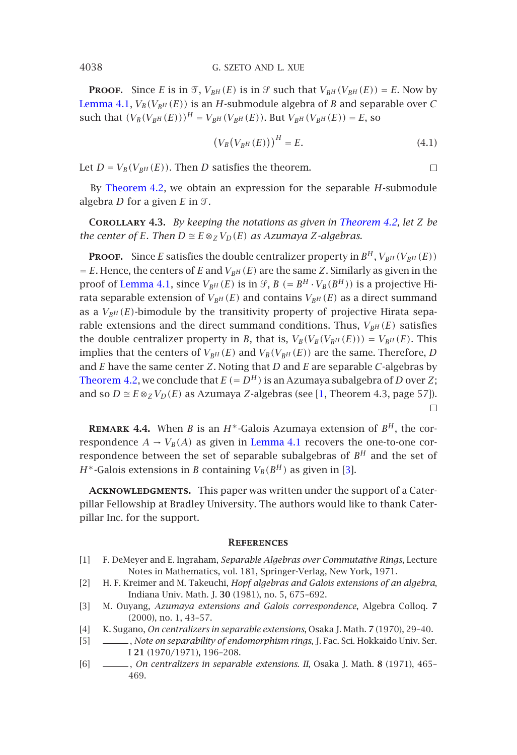**Proof.** Since $E$ is in $\mathcal{T}$, $V_{B^H}(E)$ is in $\mathcal{S}$ such that $V_{B^H}(V_{B^H}(E)) = E$. Now by Lemma 4.1, $V_B(V_{B^H}(E))$ is an $H$-submodule algebra of $B$ and separable over $C$ such that $(V_B(V_{B^H}(E)))^H = V_{B^H}(V_{B^H}(E))$. But $V_{B^H}(V_{B^H}(E)) = E$, so

$$\left(V_B(V_{B^H}(E))\right)^H = E. \tag{4.1}$$

Let $D = V_B(V_{B^H}(E))$. Then $D$ satisfies the theorem. □

By Theorem 4.2, we obtain an expression for the separable $H$-submodule algebra $D$ for a given $E$ in $\mathcal{T}$.

**Corollary 4.3.** *By keeping the notations as given in Theorem 4.2, let $Z$ be the center of $E$. Then $D \cong E \otimes_Z V_D(E)$ as Azumaya $Z$-algebras.*

**Proof.** Since $E$ satisfies the double centralizer property in $B^H$, $V_{B^H}(V_{B^H}(E)) = E$. Hence, the centers of $E$ and $V_{B^H}(E)$ are the same $Z$. Similarly as given in the proof of Lemma 4.1, since $V_{B^H}(E)$ is in $\mathcal{S}$, $B$ $(= B^H \cdot V_B(B^H))$ is a projective Hirata separable extension of $V_{B^H}(E)$ and contains $V_{B^H}(E)$ as a direct summand as a $V_{B^H}(E)$-bimodule by the transitivity property of projective Hirata separable extensions and the direct summand conditions. Thus, $V_{B^H}(E)$ satisfies the double centralizer property in $B$, that is, $V_B(V_B(V_{B^H}(E))) = V_{B^H}(E)$. This implies that the centers of $V_{B^H}(E)$ and $V_B(V_{B^H}(E))$ are the same. Therefore, $D$ and $E$ have the same center $Z$. Noting that $D$ and $E$ are separable $C$-algebras by Theorem 4.2, we conclude that $E$ $(= D^H)$ is an Azumaya subalgebra of $D$ over $Z$; and so $D \cong E \otimes_Z V_D(E)$ as Azumaya $Z$-algebras (see [1, Theorem 4.3, page 57]). □

**Remark 4.4.** When $B$ is an $H^*$-Galois Azumaya extension of $B^H$, the correspondence $A \to V_B(A)$ as given in Lemma 4.1 recovers the one-to-one correspondence between the set of separable subalgebras of $B^H$ and the set of $H^*$-Galois extensions in $B$ containing $V_B(B^H)$ as given in [3].

**Acknowledgments.** This paper was written under the support of a Caterpillar Fellowship at Bradley University. The authors would like to thank Caterpillar Inc. for the support.

## References

[1] F. DeMeyer and E. Ingraham, *Separable Algebras over Commutative Rings*, Lecture Notes in Mathematics, vol. 181, Springer-Verlag, New York, 1971.

[2] H. F. Kreimer and M. Takeuchi, *Hopf algebras and Galois extensions of an algebra*, Indiana Univ. Math. J. **30** (1981), no. 5, 675–692.

[3] M. Ouyang, *Azumaya extensions and Galois correspondence*, Algebra Colloq. **7** (2000), no. 1, 43–57.

[4] K. Sugano, *On centralizers in separable extensions*, Osaka J. Math. **7** (1970), 29–40.

[5] ______, *Note on separability of endomorphism rings*, J. Fac. Sci. Hokkaido Univ. Ser. I **21** (1970/1971), 196–208.

[6] ______, *On centralizers in separable extensions. II*, Osaka J. Math. **8** (1971), 465–469.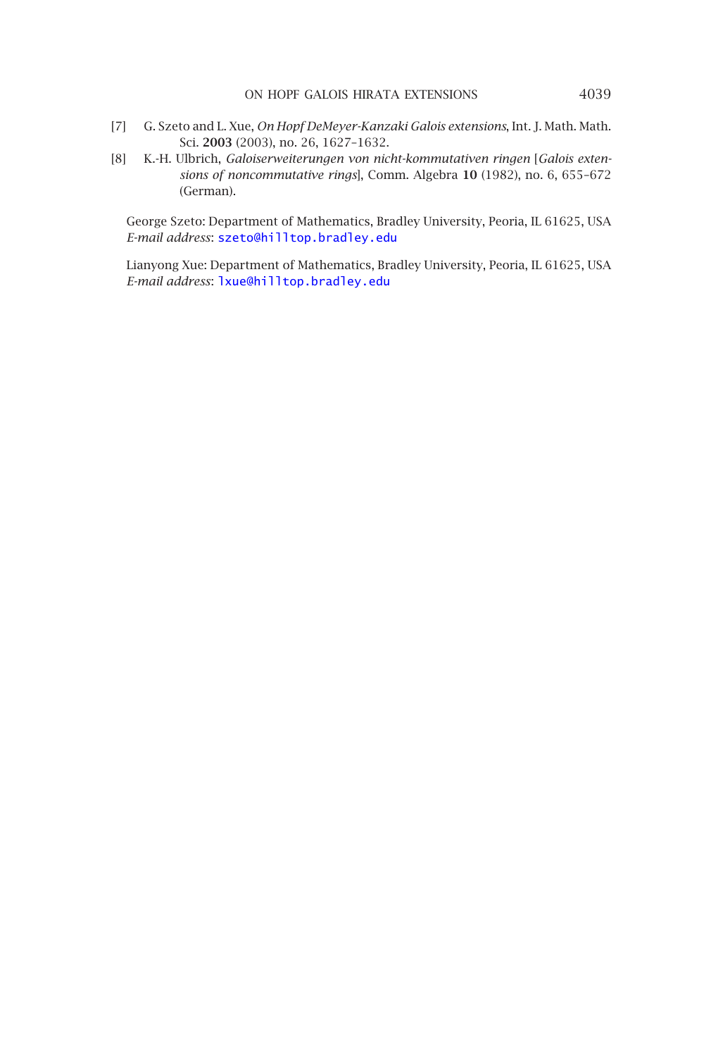[7] G. Szeto and L. Xue, *On Hopf DeMeyer-Kanzaki Galois extensions*, Int. J. Math. Math. Sci. **2003** (2003), no. 26, 1627–1632.

[8] K.-H. Ulbrich, *Galoiserweiterungen von nicht-kommutativen ringen* [*Galois extensions of noncommutative rings*], Comm. Algebra **10** (1982), no. 6, 655–672 (German).

George Szeto: Department of Mathematics, Bradley University, Peoria, IL 61625, USA
*E-mail address*: szeto@hilltop.bradley.edu

Lianyong Xue: Department of Mathematics, Bradley University, Peoria, IL 61625, USA
*E-mail address*: lxue@hilltop.bradley.edu